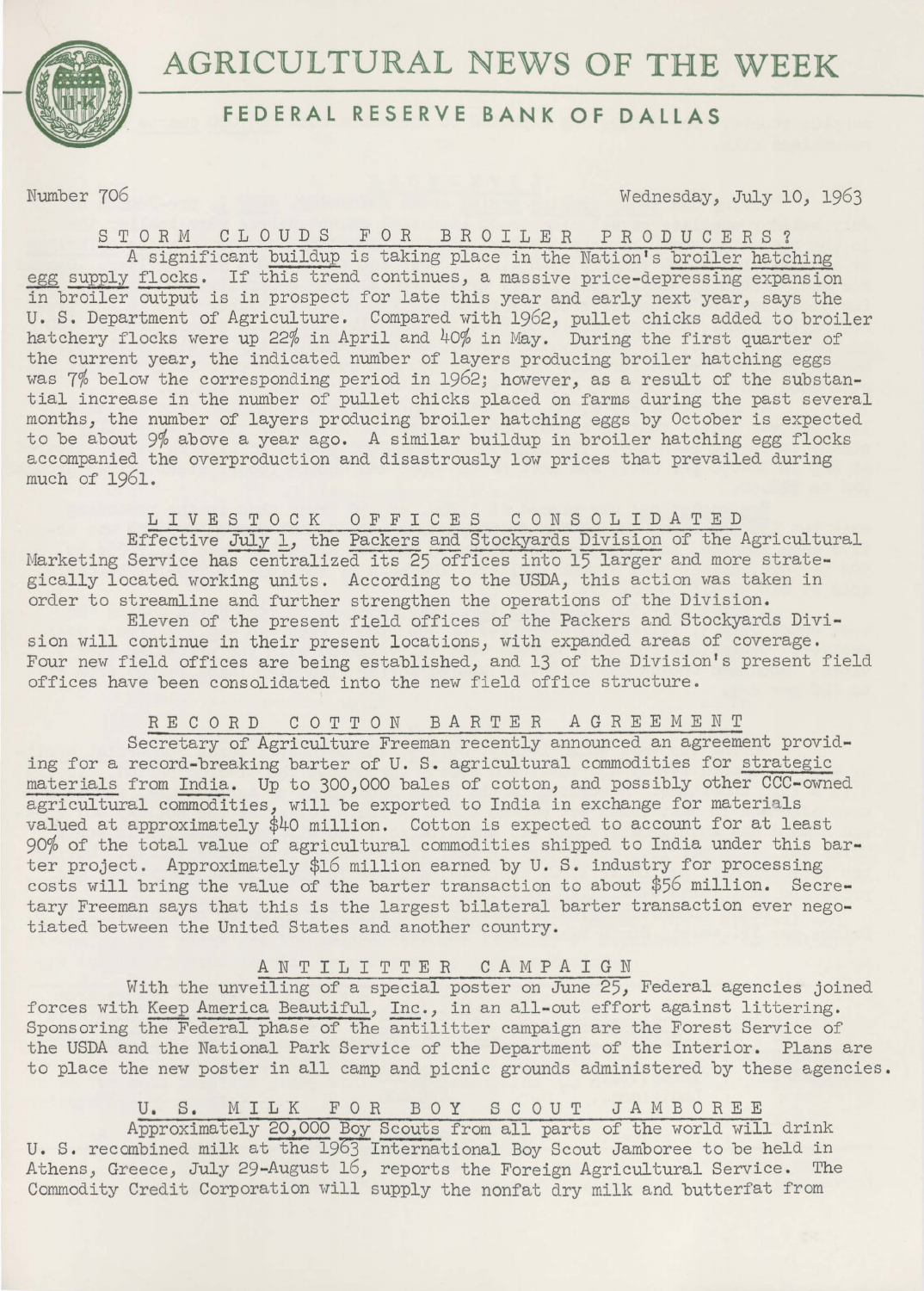# AGRICULTURAL NEWS OF THE WEEK

## FEDERAL RESERVE BANK OF DALLAS

Number 706 Wednesday, July 10, 1963

### STORM CLOUDS FOR BROILER PRODUCERS?

A significant buildup is taking place in the Nation's broiler hatching egg supply flocks. If this trend continues, a massive price-depressing expansion in broiler output is in prospect for late this year and early next year, says the U. S. Department of Agriculture. Compared with 1962, pullet chicks added to broiler hatchery flocks were up 22% in April and 40% in May. During the first quarter of the current year, the indicated number of layers producing broiler hatching eggs was 7% below the corresponding period in 1962; however, as a result of the substantial increase in the number of pullet chicks placed on farms during the past several months, the number of layers producing broiler hatching eggs by October is expected to be about 9% above a year ago. A similar buildup in broiler hatching egg flocks accompanied the overproduction and disastrously low prices that prevailed during much of 1961.

### LIVESTOCK OFFICES CONSOLIDATED

Effective July 1, the Packers and Stockyards Division of the Agricultural Marketing Service has centralized its 25 offices into 15 larger and more strategically located working units. According to the USDA, this action was taken in order to streamline and further strengthen the operations of the Division.

Eleven of the present field offices of the Packers and Stockyards Division will continue in their present locations, with expanded areas of coverage. Four new field offices are being established, and 13 of the Division's present field offices have been consolidated into the new field office structure.

### RECORD COTTON BARTER AGREEMENT

Secretary of Agriculture Freeman recently announced an agreement providing for a record-breaking barter of U. S. agricultural commodities for strategic materials from India. Up to 300,000 bales of cotton, and possibly other CCC-owned agricultural commodities, will be exported to India in exchange for materials valued at approximately $40 million. Cotton is expected to account for at least 90% of the total value of agricultural commodities shipped to India under this barter project. Approximately $16 million earned by U. S. industry for processing costs will bring the value of the barter transaction to about $56 million. Secretary Freeman says that this is the largest bilateral barter transaction ever negotiated between the United States and another country.

### ANTILITTER CAMPAIGN

With the unveiling of a special poster on June 25, Federal agencies joined forces with Keep America Beautiful, Inc., in an all-out effort against littering. Sponsoring the Federal phase of the antilitter campaign are the Forest Service of the USDA and the National Park Service of the Department of the Interior. Plans are to place the new poster in all camp and picnic grounds administered by these agencies.

### U. S. MILK FOR BOY SCOUT JAMBOREE

Approximately 20,000 Boy Scouts from all parts of the world will drink U. S. recombined milk at the 1963 International Boy Scout Jamboree to be held in Athens, Greece, July 29-August 16, reports the Foreign Agricultural Service. The Commodity Credit Corporation will supply the nonfat dry milk and butterfat from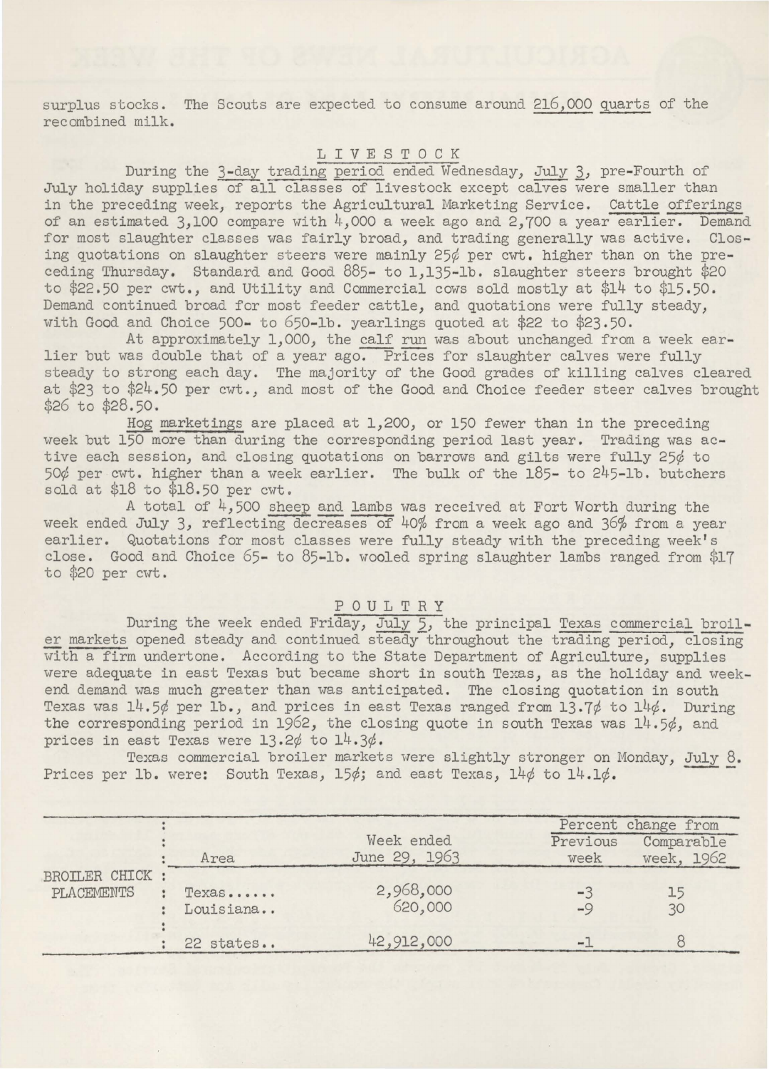surplus stocks. The Scouts are expected to consume around 216,000 quarts of the recombined milk.

## LIVESTOCK

During the 3-day trading period ended Wednesday, July 3, pre-Fourth of July holiday supplies of all classes of livestock except calves were smaller than in the preceding week, reports the Agricultural Marketing Service. Cattle offerings of an estimated 3,100 compare with 4,000 a week ago and 2,700 a year earlier. Demand for most slaughter classes was fairly broad, and trading generally was active. Closing quotations on slaughter steers were mainly 25¢ per cwt. higher than on the preceding Thursday. Standard and Good 885- to 1,135-lb. slaughter steers brought $20 to $22.50 per cwt., and Utility and Commercial cows sold mostly at $14 to $15.50. Demand continued broad for most feeder cattle, and quotations were fully steady, with Good and Choice 500- to 650-lb. yearlings quoted at $22 to $23.50.

At approximately 1,000, the calf run was about unchanged from a week earlier but was double that of a year ago. Prices for slaughter calves were fully steady to strong each day. The majority of the Good grades of killing calves cleared at $23 to $24.50 per cwt., and most of the Good and Choice feeder steer calves brought $26 to $28.50.

Hog marketings are placed at 1,200, or 150 fewer than in the preceding week but 150 more than during the corresponding period last year. Trading was active each session, and closing quotations on barrows and gilts were fully 25¢ to 50¢ per cwt. higher than a week earlier. The bulk of the 185- to 245-lb. butchers sold at $18 to $18.50 per cwt.

A total of 4,500 sheep and lambs was received at Fort Worth during the week ended July 3, reflecting decreases of 40% from a week ago and 36% from a year earlier. Quotations for most classes were fully steady with the preceding week's close. Good and Choice 65- to 85-lb. wooled spring slaughter lambs ranged from $17 to $20 per cwt.

## POULTRY

During the week ended Friday, July 5, the principal Texas commercial broiler markets opened steady and continued steady throughout the trading period, closing with a firm undertone. According to the State Department of Agriculture, supplies were adequate in east Texas but became short in south Texas, as the holiday and weekend demand was much greater than anticipated. The closing quotation in south Texas was 14.5¢ per lb., and prices in east Texas ranged from 13.7¢ to 14¢. During the corresponding period in 1962, the closing quote in south Texas was 14.5¢, and prices in east Texas were 13.2¢ to 14.3¢.

Texas commercial broiler markets were slightly stronger on Monday, July 8. Prices per lb. were: South Texas, 15¢; and east Texas, 14¢ to 14.1¢.

| | Area | Week ended June 29, 1963 | Percent change from Previous week | Percent change from Comparable week, 1962 |
|---|---|---|---|---|
| BROILER CHICK PLACEMENTS | Texas...... | 2,968,000 | -3 | 15 |
| | Louisiana.. | 620,000 | -9 | 30 |
| | 22 states.. | 42,912,000 | -1 | 8 |